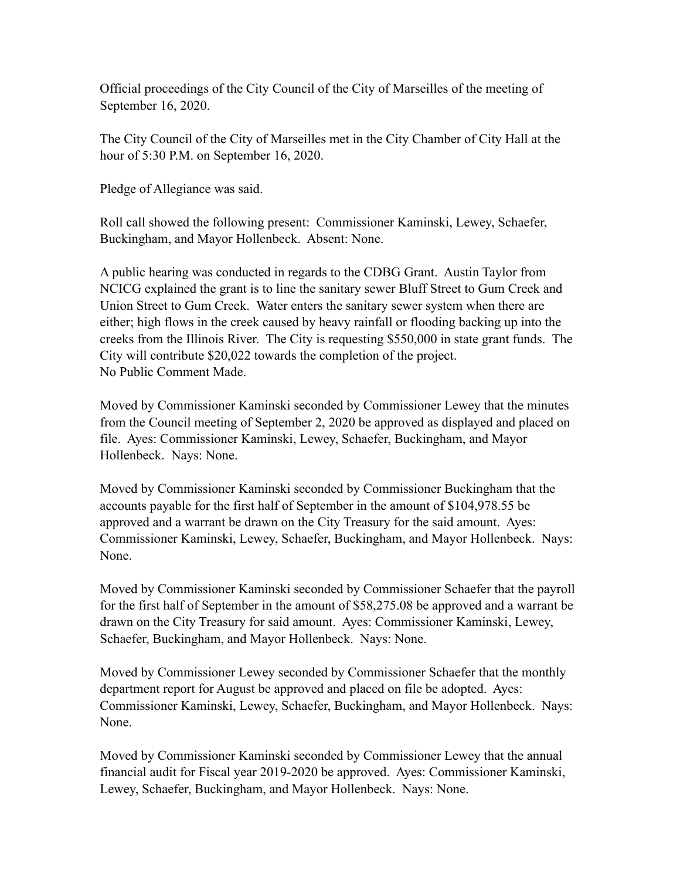Official proceedings of the City Council of the City of Marseilles of the meeting of September 16, 2020.

The City Council of the City of Marseilles met in the City Chamber of City Hall at the hour of 5:30 P.M. on September 16, 2020.

Pledge of Allegiance was said.

Roll call showed the following present: Commissioner Kaminski, Lewey, Schaefer, Buckingham, and Mayor Hollenbeck. Absent: None.

A public hearing was conducted in regards to the CDBG Grant. Austin Taylor from NCICG explained the grant is to line the sanitary sewer Bluff Street to Gum Creek and Union Street to Gum Creek. Water enters the sanitary sewer system when there are either; high flows in the creek caused by heavy rainfall or flooding backing up into the creeks from the Illinois River. The City is requesting $550,000 in state grant funds. The City will contribute $20,022 towards the completion of the project.
No Public Comment Made.

Moved by Commissioner Kaminski seconded by Commissioner Lewey that the minutes from the Council meeting of September 2, 2020 be approved as displayed and placed on file. Ayes: Commissioner Kaminski, Lewey, Schaefer, Buckingham, and Mayor Hollenbeck. Nays: None.

Moved by Commissioner Kaminski seconded by Commissioner Buckingham that the accounts payable for the first half of September in the amount of $104,978.55 be approved and a warrant be drawn on the City Treasury for the said amount. Ayes: Commissioner Kaminski, Lewey, Schaefer, Buckingham, and Mayor Hollenbeck. Nays: None.

Moved by Commissioner Kaminski seconded by Commissioner Schaefer that the payroll for the first half of September in the amount of $58,275.08 be approved and a warrant be drawn on the City Treasury for said amount. Ayes: Commissioner Kaminski, Lewey, Schaefer, Buckingham, and Mayor Hollenbeck. Nays: None.

Moved by Commissioner Lewey seconded by Commissioner Schaefer that the monthly department report for August be approved and placed on file be adopted. Ayes: Commissioner Kaminski, Lewey, Schaefer, Buckingham, and Mayor Hollenbeck. Nays: None.

Moved by Commissioner Kaminski seconded by Commissioner Lewey that the annual financial audit for Fiscal year 2019-2020 be approved. Ayes: Commissioner Kaminski, Lewey, Schaefer, Buckingham, and Mayor Hollenbeck. Nays: None.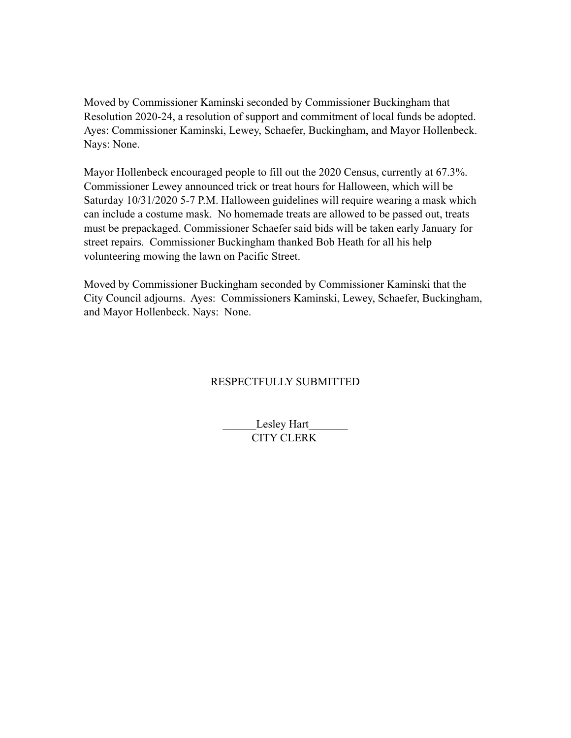Moved by Commissioner Kaminski seconded by Commissioner Buckingham that Resolution 2020-24, a resolution of support and commitment of local funds be adopted. Ayes: Commissioner Kaminski, Lewey, Schaefer, Buckingham, and Mayor Hollenbeck. Nays: None.

Mayor Hollenbeck encouraged people to fill out the 2020 Census, currently at 67.3%. Commissioner Lewey announced trick or treat hours for Halloween, which will be Saturday 10/31/2020 5-7 P.M. Halloween guidelines will require wearing a mask which can include a costume mask. No homemade treats are allowed to be passed out, treats must be prepackaged. Commissioner Schaefer said bids will be taken early January for street repairs. Commissioner Buckingham thanked Bob Heath for all his help volunteering mowing the lawn on Pacific Street.

Moved by Commissioner Buckingham seconded by Commissioner Kaminski that the City Council adjourns. Ayes: Commissioners Kaminski, Lewey, Schaefer, Buckingham, and Mayor Hollenbeck. Nays: None.

RESPECTFULLY SUBMITTED

______Lesley Hart_______
CITY CLERK